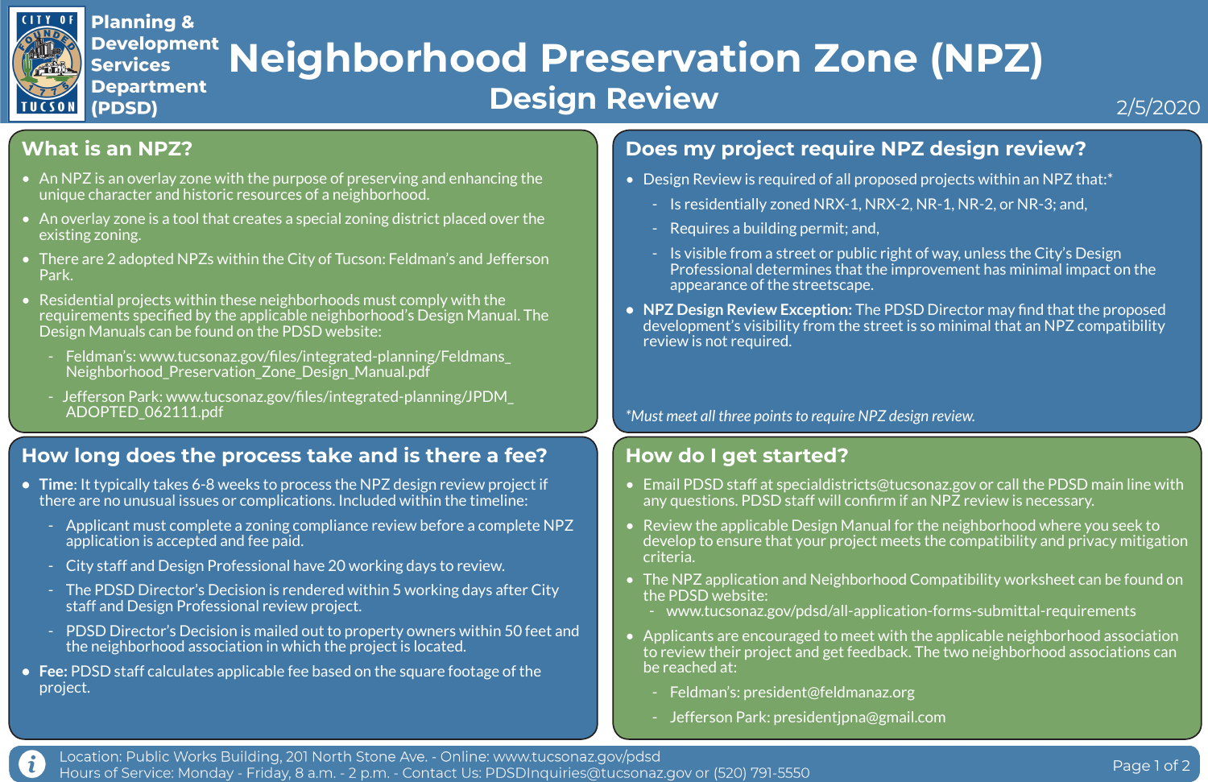Planning & Development Services Department (PDSD)

# Neighborhood Preservation Zone (NPZ)

## Design Review

2/5/2020

## What is an NPZ?

- An NPZ is an overlay zone with the purpose of preserving and enhancing the unique character and historic resources of a neighborhood.
- An overlay zone is a tool that creates a special zoning district placed over the existing zoning.
- There are 2 adopted NPZs within the City of Tucson: Feldman's and Jefferson Park.
- Residential projects within these neighborhoods must comply with the requirements specified by the applicable neighborhood's Design Manual. The Design Manuals can be found on the PDSD website:
  - Feldman's: www.tucsonaz.gov/files/integrated-planning/Feldmans_Neighborhood_Preservation_Zone_Design_Manual.pdf
  - Jefferson Park: www.tucsonaz.gov/files/integrated-planning/JPDM_ADOPTED_062111.pdf

## Does my project require NPZ design review?

- Design Review is required of all proposed projects within an NPZ that:*
  - Is residentially zoned NRX-1, NRX-2, NR-1, NR-2, or NR-3; and,
  - Requires a building permit; and,
  - Is visible from a street or public right of way, unless the City's Design Professional determines that the improvement has minimal impact on the appearance of the streetscape.
- **NPZ Design Review Exception:** The PDSD Director may find that the proposed development's visibility from the street is so minimal that an NPZ compatibility review is not required.

*\*Must meet all three points to require NPZ design review.*

## How long does the process take and is there a fee?

- **Time**: It typically takes 6-8 weeks to process the NPZ design review project if there are no unusual issues or complications. Included within the timeline:
  - Applicant must complete a zoning compliance review before a complete NPZ application is accepted and fee paid.
  - City staff and Design Professional have 20 working days to review.
  - The PDSD Director's Decision is rendered within 5 working days after City staff and Design Professional review project.
  - PDSD Director's Decision is mailed out to property owners within 50 feet and the neighborhood association in which the project is located.
- **Fee:** PDSD staff calculates applicable fee based on the square footage of the project.

## How do I get started?

- Email PDSD staff at specialdistricts@tucsonaz.gov or call the PDSD main line with any questions. PDSD staff will confirm if an NPZ review is necessary.
- Review the applicable Design Manual for the neighborhood where you seek to develop to ensure that your project meets the compatibility and privacy mitigation criteria.
- The NPZ application and Neighborhood Compatibility worksheet can be found on the PDSD website:
  - www.tucsonaz.gov/pdsd/all-application-forms-submittal-requirements
- Applicants are encouraged to meet with the applicable neighborhood association to review their project and get feedback. The two neighborhood associations can be reached at:
  - Feldman's: president@feldmanaz.org
  - Jefferson Park: presidentjpna@gmail.com

Location: Public Works Building, 201 North Stone Ave. - Online: www.tucsonaz.gov/pdsd
Hours of Service: Monday - Friday, 8 a.m. - 2 p.m. - Contact Us: PDSDInquiries@tucsonaz.gov or (520) 791-5550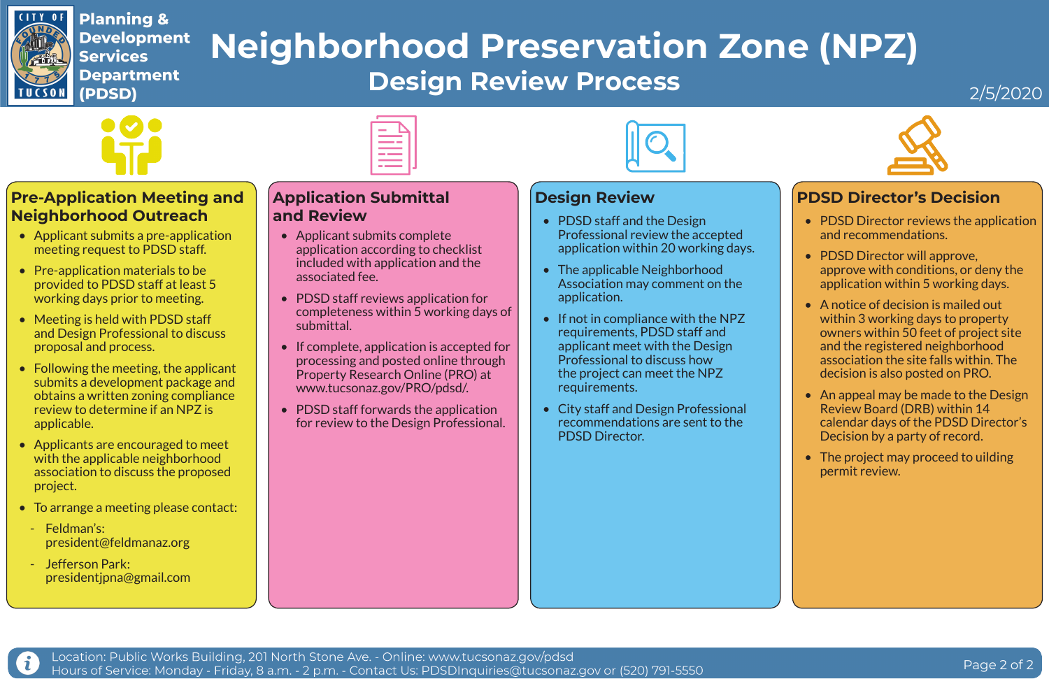# Neighborhood Preservation Zone (NPZ)

## Design Review Process

City of Tucson Planning & Development Services Department (PDSD)

2/5/2020

### Pre-Application Meeting and Neighborhood Outreach

- Applicant submits a pre-application meeting request to PDSD staff.
- Pre-application materials to be provided to PDSD staff at least 5 working days prior to meeting.
- Meeting is held with PDSD staff and Design Professional to discuss proposal and process.
- Following the meeting, the applicant submits a development package and obtains a written zoning compliance review to determine if an NPZ is applicable.
- Applicants are encouraged to meet with the applicable neighborhood association to discuss the proposed project.
- To arrange a meeting please contact:
  - Feldman's: president@feldmanaz.org
  - Jefferson Park: presidentjpna@gmail.com

### Application Submittal and Review

- Applicant submits complete application according to checklist included with application and the associated fee.
- PDSD staff reviews application for completeness within 5 working days of submittal.
- If complete, application is accepted for processing and posted online through Property Research Online (PRO) at www.tucsonaz.gov/PRO/pdsd/.
- PDSD staff forwards the application for review to the Design Professional.

### Design Review

- PDSD staff and the Design Professional review the accepted application within 20 working days.
- The applicable Neighborhood Association may comment on the application.
- If not in compliance with the NPZ requirements, PDSD staff and applicant meet with the Design Professional to discuss how the project can meet the NPZ requirements.
- City staff and Design Professional recommendations are sent to the PDSD Director.

### PDSD Director's Decision

- PDSD Director reviews the application and recommendations.
- PDSD Director will approve, approve with conditions, or deny the application within 5 working days.
- A notice of decision is mailed out within 3 working days to property owners within 50 feet of project site and the registered neighborhood association the site falls within. The decision is also posted on PRO.
- An appeal may be made to the Design Review Board (DRB) within 14 calendar days of the PDSD Director's Decision by a party of record.
- The project may proceed to uilding permit review.

Location: Public Works Building, 201 North Stone Ave. - Online: www.tucsonaz.gov/pdsd
Hours of Service: Monday - Friday, 8 a.m. - 2 p.m. - Contact Us: PDSDInquiries@tucsonaz.gov or (520) 791-5550